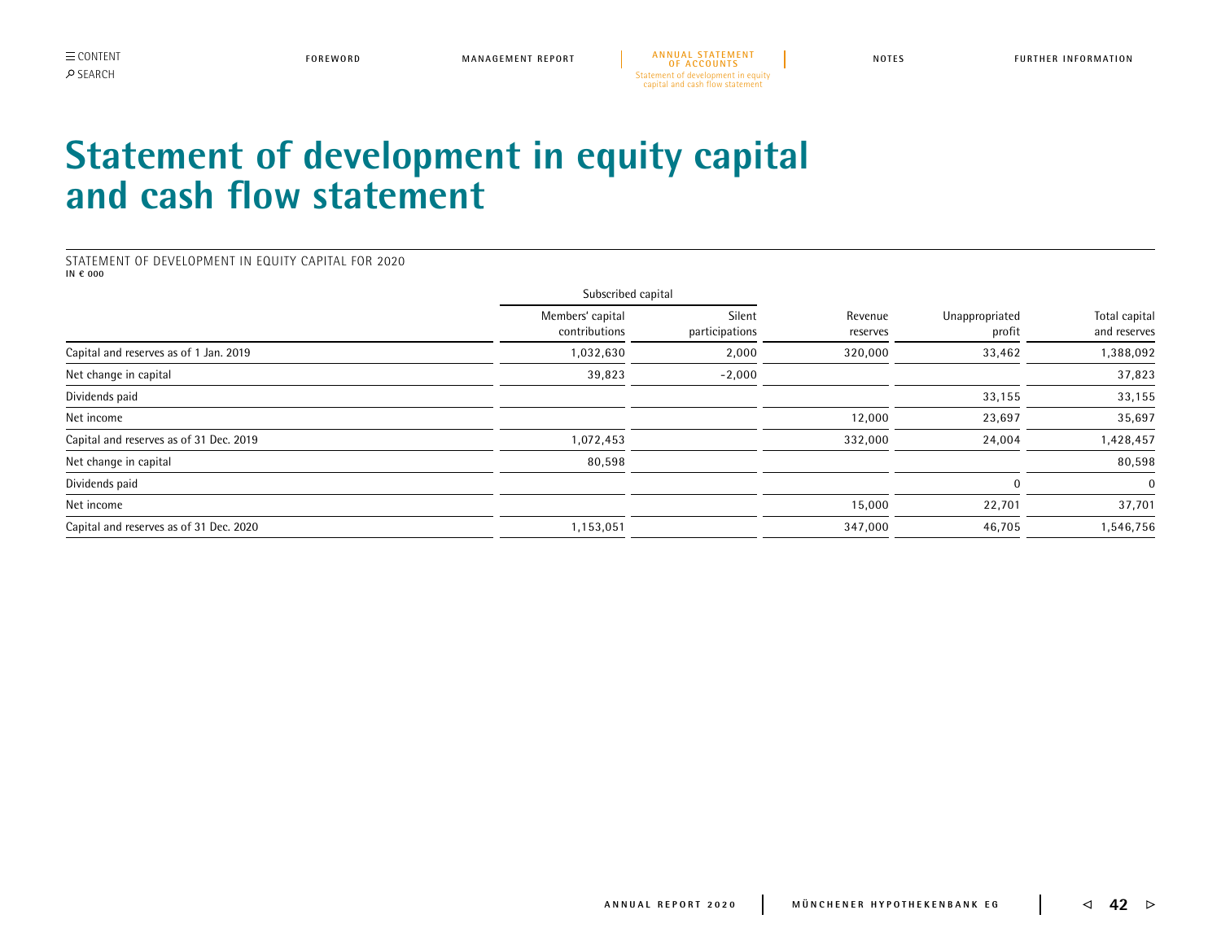# Statement of development in equity capital and cash flow statement

STATEMENT OF DEVELOPMENT IN EQUITY CAPITAL FOR 2020
**IN € 000**

| | Subscribed capital | | | | |
|---|---|---|---|---|---|
| | Members' capital contributions | Silent participations | Revenue reserves | Unappropriated profit | Total capital and reserves |
| Capital and reserves as of 1 Jan. 2019 | 1,032,630 | 2,000 | 320,000 | 33,462 | 1,388,092 |
| Net change in capital | 39,823 | -2,000 | | | 37,823 |
| Dividends paid | | | | 33,155 | 33,155 |
| Net income | | | 12,000 | 23,697 | 35,697 |
| Capital and reserves as of 31 Dec. 2019 | 1,072,453 | | 332,000 | 24,004 | 1,428,457 |
| Net change in capital | 80,598 | | | | 80,598 |
| Dividends paid | | | | 0 | 0 |
| Net income | | | 15,000 | 22,701 | 37,701 |
| Capital and reserves as of 31 Dec. 2020 | 1,153,051 | | 347,000 | 46,705 | 1,546,756 |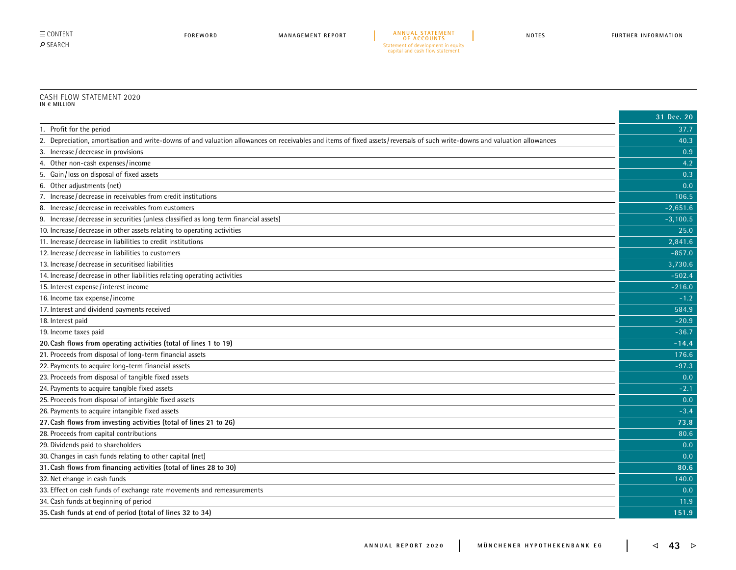## CASH FLOW STATEMENT 2020

IN € MILLION

| | 31 Dec. 20 |
|---|---|
| 1. Profit for the period | 37.7 |
| 2. Depreciation, amortisation and write-downs of and valuation allowances on receivables and items of fixed assets / reversals of such write-downs and valuation allowances | 40.3 |
| 3. Increase / decrease in provisions | 0.9 |
| 4. Other non-cash expenses / income | 4.2 |
| 5. Gain / loss on disposal of fixed assets | 0.3 |
| 6. Other adjustments (net) | 0.0 |
| 7. Increase / decrease in receivables from credit institutions | 106.5 |
| 8. Increase / decrease in receivables from customers | -2,651.6 |
| 9. Increase / decrease in securities (unless classified as long term financial assets) | -3,100.5 |
| 10. Increase / decrease in other assets relating to operating activities | 25.0 |
| 11. Increase / decrease in liabilities to credit institutions | 2,841.6 |
| 12. Increase / decrease in liabilities to customers | -857.0 |
| 13. Increase / decrease in securitised liabilities | 3,730.6 |
| 14. Increase / decrease in other liabilities relating operating activities | -502.4 |
| 15. Interest expense / interest income | -216.0 |
| 16. Income tax expense / income | -1.2 |
| 17. Interest and dividend payments received | 584.9 |
| 18. Interest paid | -20.9 |
| 19. Income taxes paid | -36.7 |
| **20. Cash flows from operating activities (total of lines 1 to 19)** | **-14.4** |
| 21. Proceeds from disposal of long-term financial assets | 176.6 |
| 22. Payments to acquire long-term financial assets | -97.3 |
| 23. Proceeds from disposal of tangible fixed assets | 0.0 |
| 24. Payments to acquire tangible fixed assets | -2.1 |
| 25. Proceeds from disposal of intangible fixed assets | 0.0 |
| 26. Payments to acquire intangible fixed assets | -3.4 |
| **27. Cash flows from investing activities (total of lines 21 to 26)** | **73.8** |
| 28. Proceeds from capital contributions | 80.6 |
| 29. Dividends paid to shareholders | 0.0 |
| 30. Changes in cash funds relating to other capital (net) | 0.0 |
| **31. Cash flows from financing activities (total of lines 28 to 30)** | **80.6** |
| 32. Net change in cash funds | 140.0 |
| 33. Effect on cash funds of exchange rate movements and remeasurements | 0.0 |
| 34. Cash funds at beginning of period | 11.9 |
| **35. Cash funds at end of period (total of lines 32 to 34)** | **151.9** |